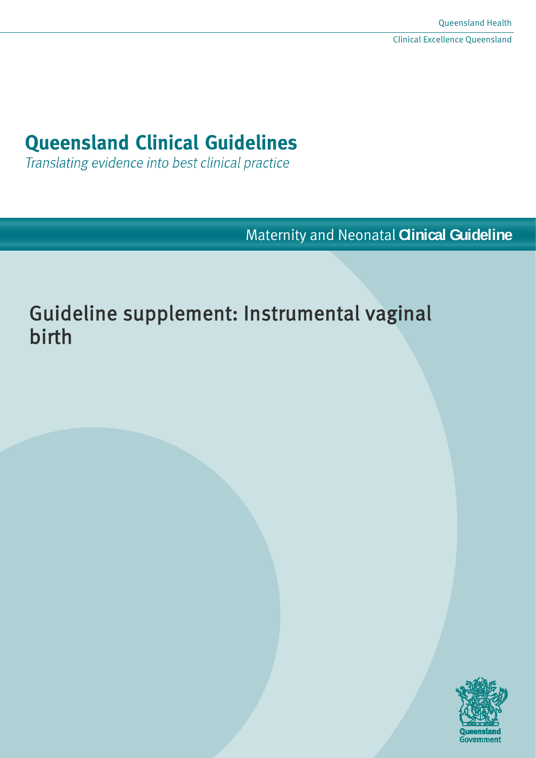Queensland Health

Clinical Excellence Queensland

# Queensland Clinical Guidelines

*Translating evidence into best clinical practice*

Maternity and Neonatal **Clinical Guideline**

## Guideline supplement: Instrumental vaginal birth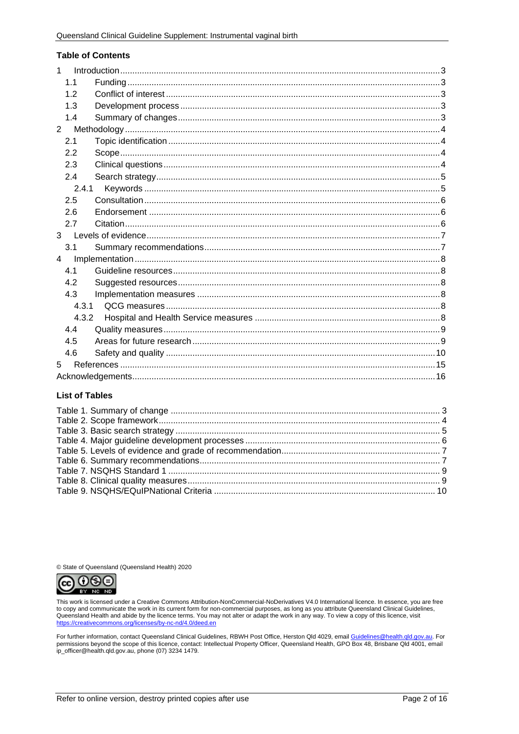## Table of Contents

1 Introduction ... 3
  1.1 Funding ... 3
  1.2 Conflict of interest ... 3
  1.3 Development process ... 3
  1.4 Summary of changes ... 3
2 Methodology ... 4
  2.1 Topic identification ... 4
  2.2 Scope ... 4
  2.3 Clinical questions ... 4
  2.4 Search strategy ... 5
    2.4.1 Keywords ... 5
  2.5 Consultation ... 6
  2.6 Endorsement ... 6
  2.7 Citation ... 6
3 Levels of evidence ... 7
  3.1 Summary recommendations ... 7
4 Implementation ... 8
  4.1 Guideline resources ... 8
  4.2 Suggested resources ... 8
  4.3 Implementation measures ... 8
    4.3.1 QCG measures ... 8
    4.3.2 Hospital and Health Service measures ... 8
  4.4 Quality measures ... 9
  4.5 Areas for future research ... 9
  4.6 Safety and quality ... 10
5 References ... 15
Acknowledgements ... 16

## List of Tables

Table 1. Summary of change ... 3
Table 2. Scope framework ... 4
Table 3. Basic search strategy ... 5
Table 4. Major guideline development processes ... 6
Table 5. Levels of evidence and grade of recommendation ... 7
Table 6. Summary recommendations ... 7
Table 7. NSQHS Standard 1 ... 9
Table 8. Clinical quality measures ... 9
Table 9. NSQHS/EQuIPNational Criteria ... 10

© State of Queensland (Queensland Health) 2020

This work is licensed under a Creative Commons Attribution-NonCommercial-NoDerivatives V4.0 International licence. In essence, you are free to copy and communicate the work in its current form for non-commercial purposes, as long as you attribute Queensland Clinical Guidelines, Queensland Health and abide by the licence terms. You may not alter or adapt the work in any way. To view a copy of this licence, visit https://creativecommons.org/licenses/by-nc-nd/4.0/deed.en

For further information, contact Queensland Clinical Guidelines, RBWH Post Office, Herston Qld 4029, email Guidelines@health.qld.gov.au. For permissions beyond the scope of this licence, contact: Intellectual Property Officer, Queensland Health, GPO Box 48, Brisbane Qld 4001, email ip_officer@health.qld.gov.au, phone (07) 3234 1479.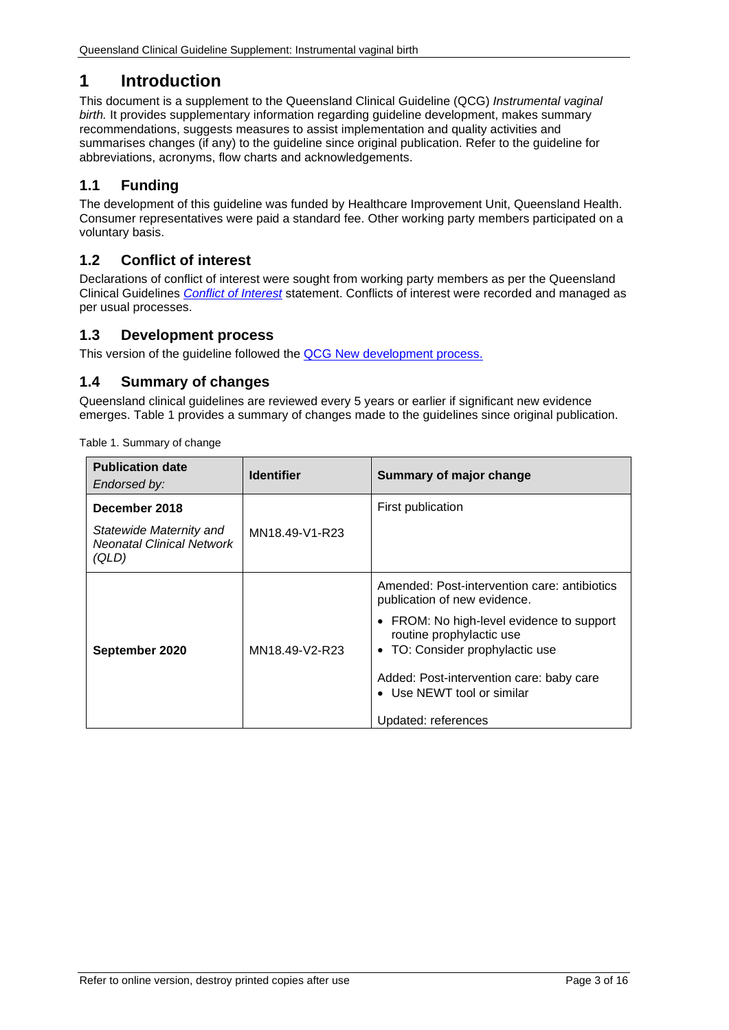# 1 Introduction

This document is a supplement to the Queensland Clinical Guideline (QCG) *Instrumental vaginal birth.* It provides supplementary information regarding guideline development, makes summary recommendations, suggests measures to assist implementation and quality activities and summarises changes (if any) to the guideline since original publication. Refer to the guideline for abbreviations, acronyms, flow charts and acknowledgements.

## 1.1 Funding

The development of this guideline was funded by Healthcare Improvement Unit, Queensland Health. Consumer representatives were paid a standard fee. Other working party members participated on a voluntary basis.

## 1.2 Conflict of interest

Declarations of conflict of interest were sought from working party members as per the Queensland Clinical Guidelines *Conflict of Interest* statement. Conflicts of interest were recorded and managed as per usual processes.

## 1.3 Development process

This version of the guideline followed the QCG New development process.

## 1.4 Summary of changes

Queensland clinical guidelines are reviewed every 5 years or earlier if significant new evidence emerges. Table 1 provides a summary of changes made to the guidelines since original publication.

Table 1. Summary of change

| **Publication date** *Endorsed by:* | **Identifier** | **Summary of major change** |
|---|---|---|
| **December 2018** *Statewide Maternity and Neonatal Clinical Network (QLD)* | MN18.49-V1-R23 | First publication |
| **September 2020** | MN18.49-V2-R23 | Amended: Post-intervention care: antibiotics publication of new evidence. • FROM: No high-level evidence to support routine prophylactic use • TO: Consider prophylactic use<br>Added: Post-intervention care: baby care • Use NEWT tool or similar<br>Updated: references |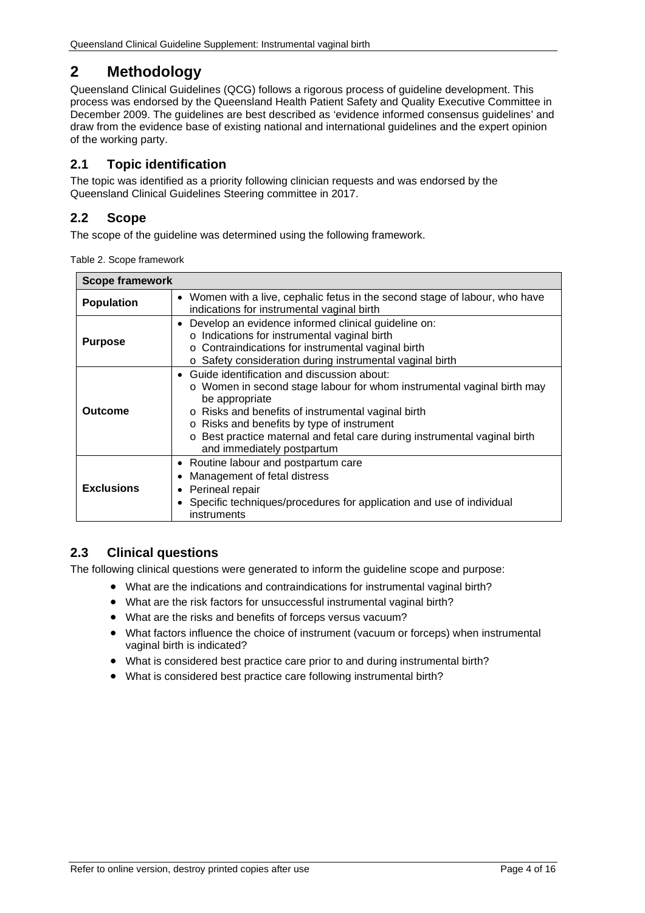# 2 Methodology

Queensland Clinical Guidelines (QCG) follows a rigorous process of guideline development. This process was endorsed by the Queensland Health Patient Safety and Quality Executive Committee in December 2009. The guidelines are best described as 'evidence informed consensus guidelines' and draw from the evidence base of existing national and international guidelines and the expert opinion of the working party.

## 2.1 Topic identification

The topic was identified as a priority following clinician requests and was endorsed by the Queensland Clinical Guidelines Steering committee in 2017.

## 2.2 Scope

The scope of the guideline was determined using the following framework.

Table 2. Scope framework

| Scope framework | |
|---|---|
| **Population** | • Women with a live, cephalic fetus in the second stage of labour, who have indications for instrumental vaginal birth |
| **Purpose** | • Develop an evidence informed clinical guideline on:<br>o Indications for instrumental vaginal birth<br>o Contraindications for instrumental vaginal birth<br>o Safety consideration during instrumental vaginal birth |
| **Outcome** | • Guide identification and discussion about:<br>o Women in second stage labour for whom instrumental vaginal birth may be appropriate<br>o Risks and benefits of instrumental vaginal birth<br>o Risks and benefits by type of instrument<br>o Best practice maternal and fetal care during instrumental vaginal birth and immediately postpartum |
| **Exclusions** | • Routine labour and postpartum care<br>• Management of fetal distress<br>• Perineal repair<br>• Specific techniques/procedures for application and use of individual instruments |

## 2.3 Clinical questions

The following clinical questions were generated to inform the guideline scope and purpose:

- What are the indications and contraindications for instrumental vaginal birth?
- What are the risk factors for unsuccessful instrumental vaginal birth?
- What are the risks and benefits of forceps versus vacuum?
- What factors influence the choice of instrument (vacuum or forceps) when instrumental vaginal birth is indicated?
- What is considered best practice care prior to and during instrumental birth?
- What is considered best practice care following instrumental birth?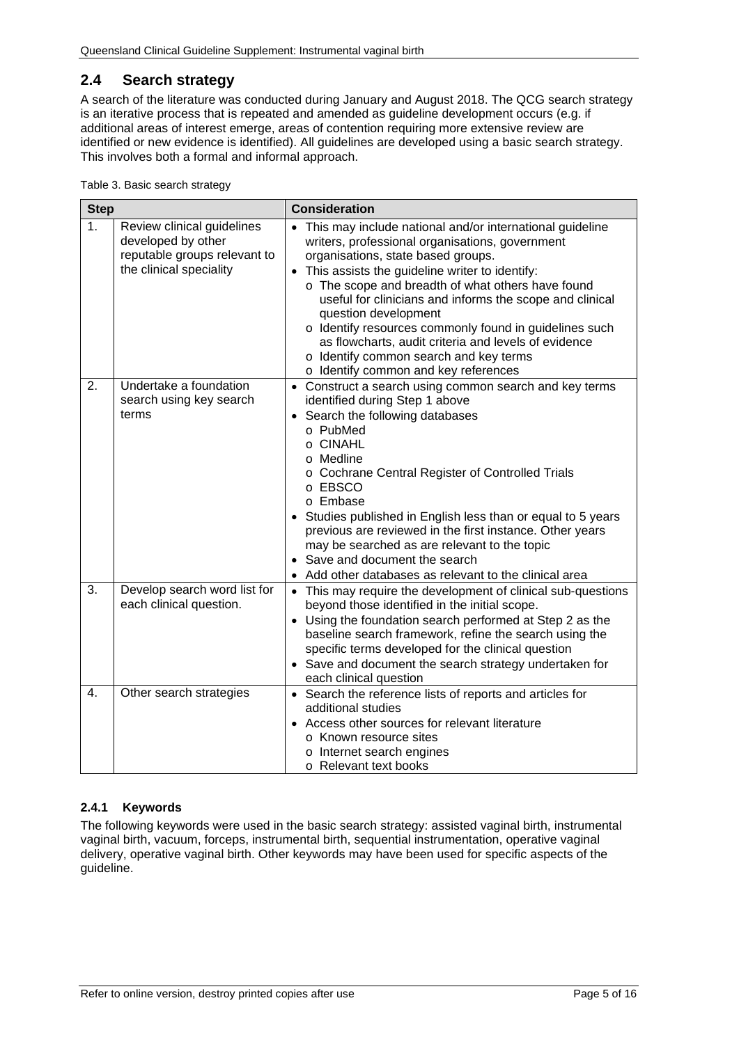## 2.4 Search strategy

A search of the literature was conducted during January and August 2018. The QCG search strategy is an iterative process that is repeated and amended as guideline development occurs (e.g. if additional areas of interest emerge, areas of contention requiring more extensive review are identified or new evidence is identified). All guidelines are developed using a basic search strategy. This involves both a formal and informal approach.

Table 3. Basic search strategy

| Step | | Consideration |
|---|---|---|
| 1. | Review clinical guidelines developed by other reputable groups relevant to the clinical speciality | • This may include national and/or international guideline writers, professional organisations, government organisations, state based groups.<br>• This assists the guideline writer to identify:<br>o The scope and breadth of what others have found useful for clinicians and informs the scope and clinical question development<br>o Identify resources commonly found in guidelines such as flowcharts, audit criteria and levels of evidence<br>o Identify common search and key terms<br>o Identify common and key references |
| 2. | Undertake a foundation search using key search terms | • Construct a search using common search and key terms identified during Step 1 above<br>• Search the following databases<br>o PubMed<br>o CINAHL<br>o Medline<br>o Cochrane Central Register of Controlled Trials<br>o EBSCO<br>o Embase<br>• Studies published in English less than or equal to 5 years previous are reviewed in the first instance. Other years may be searched as are relevant to the topic<br>• Save and document the search<br>• Add other databases as relevant to the clinical area |
| 3. | Develop search word list for each clinical question. | • This may require the development of clinical sub-questions beyond those identified in the initial scope.<br>• Using the foundation search performed at Step 2 as the baseline search framework, refine the search using the specific terms developed for the clinical question<br>• Save and document the search strategy undertaken for each clinical question |
| 4. | Other search strategies | • Search the reference lists of reports and articles for additional studies<br>• Access other sources for relevant literature<br>o Known resource sites<br>o Internet search engines<br>o Relevant text books |

### 2.4.1 Keywords

The following keywords were used in the basic search strategy: assisted vaginal birth, instrumental vaginal birth, vacuum, forceps, instrumental birth, sequential instrumentation, operative vaginal delivery, operative vaginal birth. Other keywords may have been used for specific aspects of the guideline.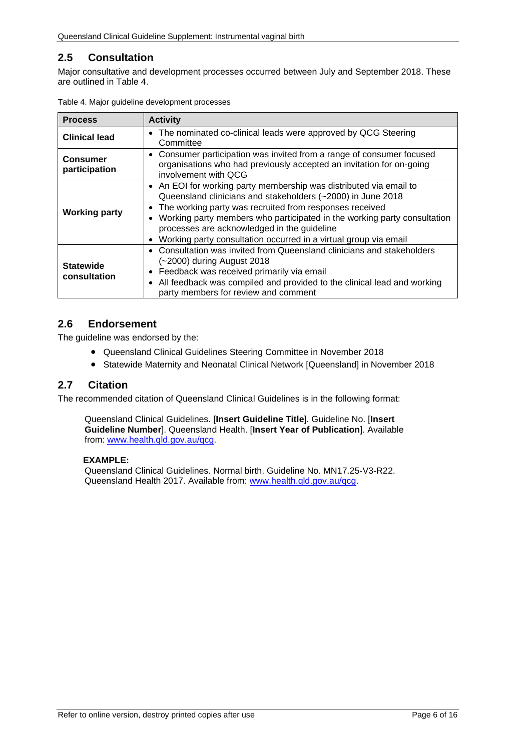## 2.5 Consultation

Major consultative and development processes occurred between July and September 2018. These are outlined in Table 4.

Table 4. Major guideline development processes

| Process | Activity |
|---|---|
| **Clinical lead** | • The nominated co-clinical leads were approved by QCG Steering Committee |
| **Consumer participation** | • Consumer participation was invited from a range of consumer focused organisations who had previously accepted an invitation for on-going involvement with QCG |
| **Working party** | • An EOI for working party membership was distributed via email to Queensland clinicians and stakeholders (~2000) in June 2018<br>• The working party was recruited from responses received<br>• Working party members who participated in the working party consultation processes are acknowledged in the guideline<br>• Working party consultation occurred in a virtual group via email |
| **Statewide consultation** | • Consultation was invited from Queensland clinicians and stakeholders (~2000) during August 2018<br>• Feedback was received primarily via email<br>• All feedback was compiled and provided to the clinical lead and working party members for review and comment |

## 2.6 Endorsement

The guideline was endorsed by the:

- Queensland Clinical Guidelines Steering Committee in November 2018
- Statewide Maternity and Neonatal Clinical Network [Queensland] in November 2018

## 2.7 Citation

The recommended citation of Queensland Clinical Guidelines is in the following format:

> Queensland Clinical Guidelines. [**Insert Guideline Title**]. Guideline No. [**Insert Guideline Number**]. Queensland Health. [**Insert Year of Publication**]. Available from: www.health.qld.gov.au/qcg.
>
> **EXAMPLE:**
> Queensland Clinical Guidelines. Normal birth. Guideline No. MN17.25-V3-R22. Queensland Health 2017. Available from: www.health.qld.gov.au/qcg.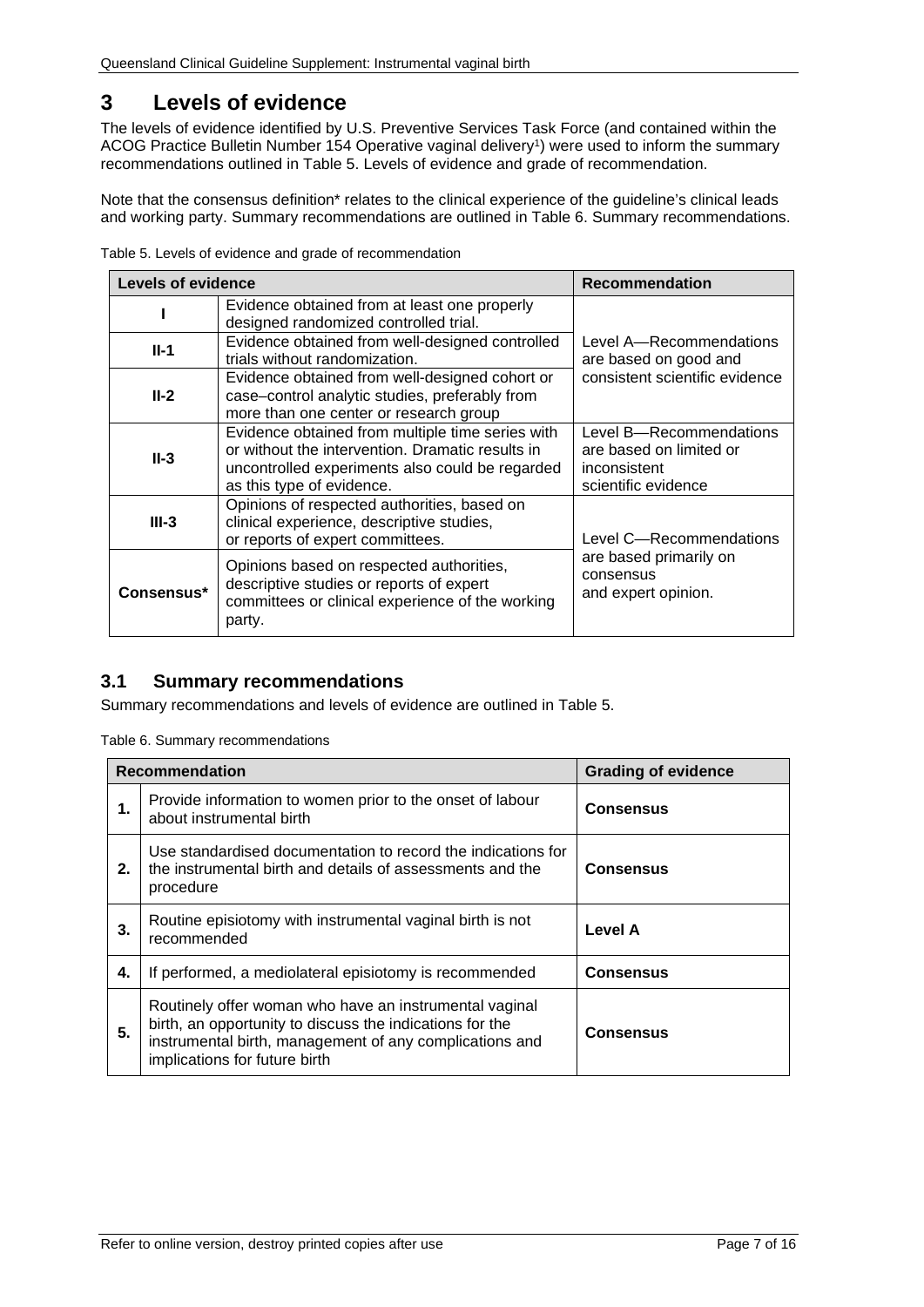# 3 Levels of evidence

The levels of evidence identified by U.S. Preventive Services Task Force (and contained within the ACOG Practice Bulletin Number 154 Operative vaginal delivery[1]) were used to inform the summary recommendations outlined in Table 5. Levels of evidence and grade of recommendation.

Note that the consensus definition* relates to the clinical experience of the guideline's clinical leads and working party. Summary recommendations are outlined in Table 6. Summary recommendations.

Table 5. Levels of evidence and grade of recommendation

| Levels of evidence | | Recommendation |
|---|---|---|
| I | Evidence obtained from at least one properly designed randomized controlled trial. | Level A—Recommendations are based on good and consistent scientific evidence |
| II-1 | Evidence obtained from well-designed controlled trials without randomization. | |
| II-2 | Evidence obtained from well-designed cohort or case–control analytic studies, preferably from more than one center or research group | |
| II-3 | Evidence obtained from multiple time series with or without the intervention. Dramatic results in uncontrolled experiments also could be regarded as this type of evidence. | Level B—Recommendations are based on limited or inconsistent scientific evidence |
| III-3 | Opinions of respected authorities, based on clinical experience, descriptive studies, or reports of expert committees. | Level C—Recommendations are based primarily on consensus and expert opinion. |
| Consensus* | Opinions based on respected authorities, descriptive studies or reports of expert committees or clinical experience of the working party. | |

## 3.1 Summary recommendations

Summary recommendations and levels of evidence are outlined in Table 5.

Table 6. Summary recommendations

| Recommendation | | Grading of evidence |
|---|---|---|
| 1. | Provide information to women prior to the onset of labour about instrumental birth | **Consensus** |
| 2. | Use standardised documentation to record the indications for the instrumental birth and details of assessments and the procedure | **Consensus** |
| 3. | Routine episiotomy with instrumental vaginal birth is not recommended | **Level A** |
| 4. | If performed, a mediolateral episiotomy is recommended | **Consensus** |
| 5. | Routinely offer woman who have an instrumental vaginal birth, an opportunity to discuss the indications for the instrumental birth, management of any complications and implications for future birth | **Consensus** |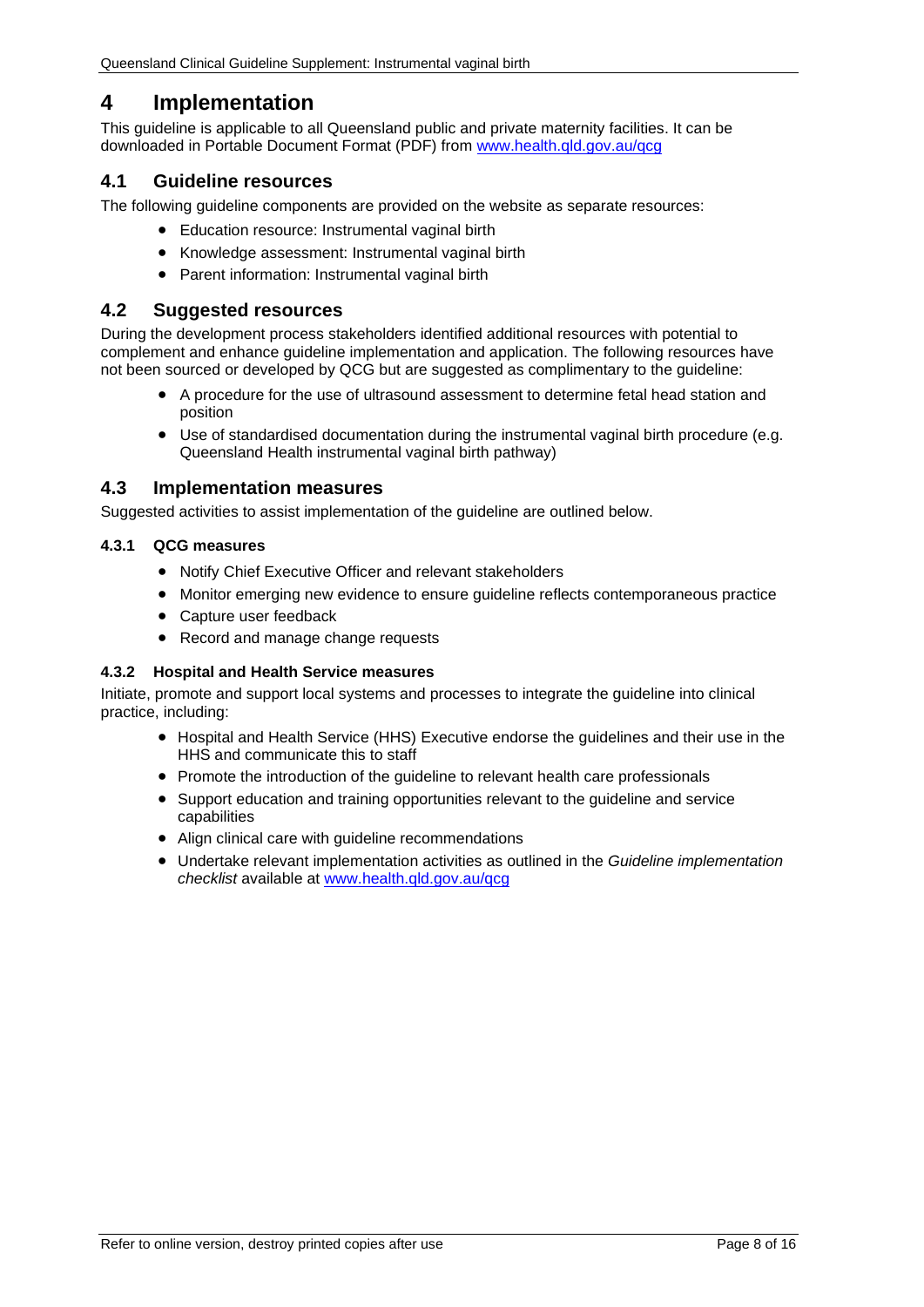# 4 Implementation

This guideline is applicable to all Queensland public and private maternity facilities. It can be downloaded in Portable Document Format (PDF) from [www.health.qld.gov.au/qcg](http://www.health.qld.gov.au/qcg)

## 4.1 Guideline resources

The following guideline components are provided on the website as separate resources:

- Education resource: Instrumental vaginal birth
- Knowledge assessment: Instrumental vaginal birth
- Parent information: Instrumental vaginal birth

## 4.2 Suggested resources

During the development process stakeholders identified additional resources with potential to complement and enhance guideline implementation and application. The following resources have not been sourced or developed by QCG but are suggested as complimentary to the guideline:

- A procedure for the use of ultrasound assessment to determine fetal head station and position
- Use of standardised documentation during the instrumental vaginal birth procedure (e.g. Queensland Health instrumental vaginal birth pathway)

## 4.3 Implementation measures

Suggested activities to assist implementation of the guideline are outlined below.

### 4.3.1 QCG measures

- Notify Chief Executive Officer and relevant stakeholders
- Monitor emerging new evidence to ensure guideline reflects contemporaneous practice
- Capture user feedback
- Record and manage change requests

### 4.3.2 Hospital and Health Service measures

Initiate, promote and support local systems and processes to integrate the guideline into clinical practice, including:

- Hospital and Health Service (HHS) Executive endorse the guidelines and their use in the HHS and communicate this to staff
- Promote the introduction of the guideline to relevant health care professionals
- Support education and training opportunities relevant to the guideline and service capabilities
- Align clinical care with guideline recommendations
- Undertake relevant implementation activities as outlined in the *Guideline implementation checklist* available at [www.health.qld.gov.au/qcg](http://www.health.qld.gov.au/qcg)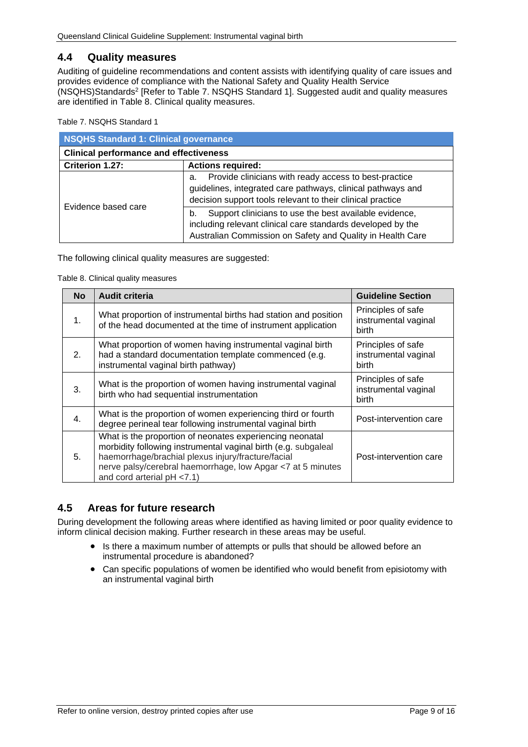## 4.4 Quality measures

Auditing of guideline recommendations and content assists with identifying quality of care issues and provides evidence of compliance with the National Safety and Quality Health Service (NSQHS)Standards[2] [Refer to Table 7. NSQHS Standard 1]. Suggested audit and quality measures are identified in Table 8. Clinical quality measures.

Table 7. NSQHS Standard 1

| NSQHS Standard 1: Clinical governance | |
|---|---|
| **Clinical performance and effectiveness** | |
| **Criterion 1.27:** | **Actions required:** |
| Evidence based care | a. Provide clinicians with ready access to best-practice guidelines, integrated care pathways, clinical pathways and decision support tools relevant to their clinical practice |
| | b. Support clinicians to use the best available evidence, including relevant clinical care standards developed by the Australian Commission on Safety and Quality in Health Care |

The following clinical quality measures are suggested:

Table 8. Clinical quality measures

| No | Audit criteria | Guideline Section |
|---|---|---|
| 1. | What proportion of instrumental births had station and position of the head documented at the time of instrument application | Principles of safe instrumental vaginal birth |
| 2. | What proportion of women having instrumental vaginal birth had a standard documentation template commenced (e.g. instrumental vaginal birth pathway) | Principles of safe instrumental vaginal birth |
| 3. | What is the proportion of women having instrumental vaginal birth who had sequential instrumentation | Principles of safe instrumental vaginal birth |
| 4. | What is the proportion of women experiencing third or fourth degree perineal tear following instrumental vaginal birth | Post-intervention care |
| 5. | What is the proportion of neonates experiencing neonatal morbidity following instrumental vaginal birth (e.g. subgaleal haemorrhage/brachial plexus injury/fracture/facial nerve palsy/cerebral haemorrhage, low Apgar <7 at 5 minutes and cord arterial pH <7.1) | Post-intervention care |

## 4.5 Areas for future research

During development the following areas where identified as having limited or poor quality evidence to inform clinical decision making. Further research in these areas may be useful.

- Is there a maximum number of attempts or pulls that should be allowed before an instrumental procedure is abandoned?
- Can specific populations of women be identified who would benefit from episiotomy with an instrumental vaginal birth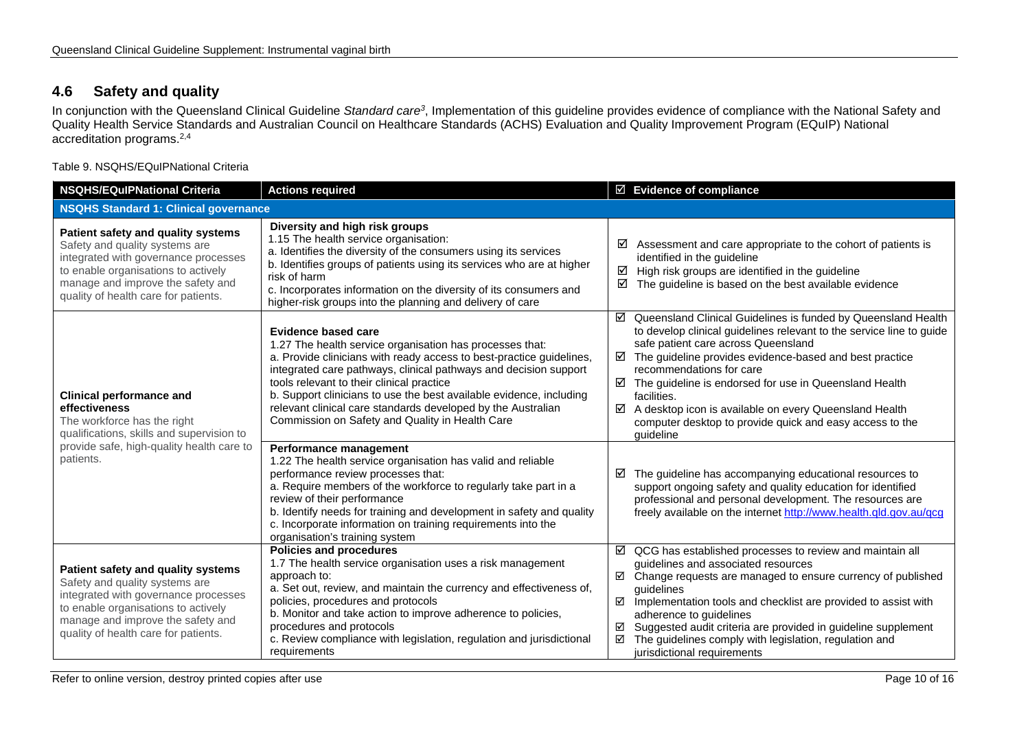## 4.6 Safety and quality

In conjunction with the Queensland Clinical Guideline *Standard care*[3], Implementation of this guideline provides evidence of compliance with the National Safety and Quality Health Service Standards and Australian Council on Healthcare Standards (ACHS) Evaluation and Quality Improvement Program (EQuIP) National accreditation programs.[2,4]

Table 9. NSQHS/EQuIPNational Criteria

| NSQHS/EQuIPNational Criteria | Actions required | ☑ Evidence of compliance |
|---|---|---|
| **NSQHS Standard 1: Clinical governance** | | |
| **Patient safety and quality systems** Safety and quality systems are integrated with governance processes to enable organisations to actively manage and improve the safety and quality of health care for patients. | **Diversity and high risk groups** 1.15 The health service organisation: a. Identifies the diversity of the consumers using its services b. Identifies groups of patients using its services who are at higher risk of harm c. Incorporates information on the diversity of its consumers and higher-risk groups into the planning and delivery of care | ☑ Assessment and care appropriate to the cohort of patients is identified in the guideline ☑ High risk groups are identified in the guideline ☑ The guideline is based on the best available evidence |
| **Clinical performance and effectiveness** The workforce has the right qualifications, skills and supervision to provide safe, high-quality health care to patients. | **Evidence based care** 1.27 The health service organisation has processes that: a. Provide clinicians with ready access to best-practice guidelines, integrated care pathways, clinical pathways and decision support tools relevant to their clinical practice b. Support clinicians to use the best available evidence, including relevant clinical care standards developed by the Australian Commission on Safety and Quality in Health Care | ☑ Queensland Clinical Guidelines is funded by Queensland Health to develop clinical guidelines relevant to the service line to guide safe patient care across Queensland ☑ The guideline provides evidence-based and best practice recommendations for care ☑ The guideline is endorsed for use in Queensland Health facilities. ☑ A desktop icon is available on every Queensland Health computer desktop to provide quick and easy access to the guideline |
| | **Performance management** 1.22 The health service organisation has valid and reliable performance review processes that: a. Require members of the workforce to regularly take part in a review of their performance b. Identify needs for training and development in safety and quality c. Incorporate information on training requirements into the organisation's training system | ☑ The guideline has accompanying educational resources to support ongoing safety and quality education for identified professional and personal development. The resources are freely available on the internet http://www.health.qld.gov.au/qcg |
| **Patient safety and quality systems** Safety and quality systems are integrated with governance processes to enable organisations to actively manage and improve the safety and quality of health care for patients. | **Policies and procedures** 1.7 The health service organisation uses a risk management approach to: a. Set out, review, and maintain the currency and effectiveness of, policies, procedures and protocols b. Monitor and take action to improve adherence to policies, procedures and protocols c. Review compliance with legislation, regulation and jurisdictional requirements | ☑ QCG has established processes to review and maintain all guidelines and associated resources ☑ Change requests are managed to ensure currency of published guidelines ☑ Implementation tools and checklist are provided to assist with adherence to guidelines ☑ Suggested audit criteria are provided in guideline supplement ☑ The guidelines comply with legislation, regulation and jurisdictional requirements |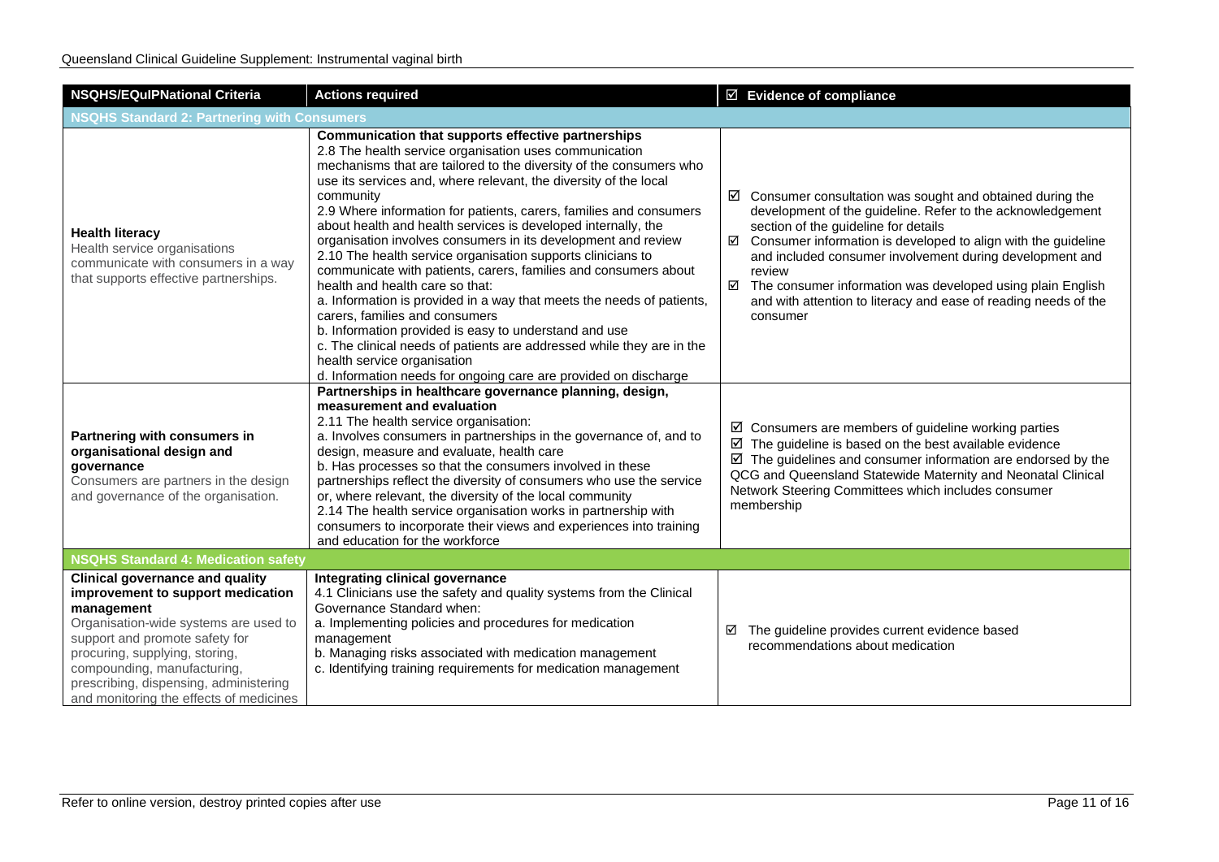| NSQHS/EQuIPNational Criteria | Actions required | ☑ Evidence of compliance |
|---|---|---|
| **NSQHS Standard 2: Partnering with Consumers** | | |
| **Health literacy**<br>Health service organisations communicate with consumers in a way that supports effective partnerships. | **Communication that supports effective partnerships**<br>2.8 The health service organisation uses communication mechanisms that are tailored to the diversity of the consumers who use its services and, where relevant, the diversity of the local community<br>2.9 Where information for patients, carers, families and consumers about health and health services is developed internally, the organisation involves consumers in its development and review<br>2.10 The health service organisation supports clinicians to communicate with patients, carers, families and consumers about health and health care so that:<br>a. Information is provided in a way that meets the needs of patients, carers, families and consumers<br>b. Information provided is easy to understand and use<br>c. The clinical needs of patients are addressed while they are in the health service organisation<br>d. Information needs for ongoing care are provided on discharge | ☑ Consumer consultation was sought and obtained during the development of the guideline. Refer to the acknowledgement section of the guideline for details<br>☑ Consumer information is developed to align with the guideline and included consumer involvement during development and review<br>☑ The consumer information was developed using plain English and with attention to literacy and ease of reading needs of the consumer |
| **Partnering with consumers in organisational design and governance**<br>Consumers are partners in the design and governance of the organisation. | **Partnerships in healthcare governance planning, design, measurement and evaluation**<br>2.11 The health service organisation:<br>a. Involves consumers in partnerships in the governance of, and to design, measure and evaluate, health care<br>b. Has processes so that the consumers involved in these partnerships reflect the diversity of consumers who use the service or, where relevant, the diversity of the local community<br>2.14 The health service organisation works in partnership with consumers to incorporate their views and experiences into training and education for the workforce | ☑ Consumers are members of guideline working parties<br>☑ The guideline is based on the best available evidence<br>☑ The guidelines and consumer information are endorsed by the QCG and Queensland Statewide Maternity and Neonatal Clinical Network Steering Committees which includes consumer membership |
| **NSQHS Standard 4: Medication safety** | | |
| **Clinical governance and quality improvement to support medication management**<br>Organisation-wide systems are used to support and promote safety for procuring, supplying, storing, compounding, manufacturing, prescribing, dispensing, administering and monitoring the effects of medicines | **Integrating clinical governance**<br>4.1 Clinicians use the safety and quality systems from the Clinical Governance Standard when:<br>a. Implementing policies and procedures for medication management<br>b. Managing risks associated with medication management<br>c. Identifying training requirements for medication management | ☑ The guideline provides current evidence based recommendations about medication |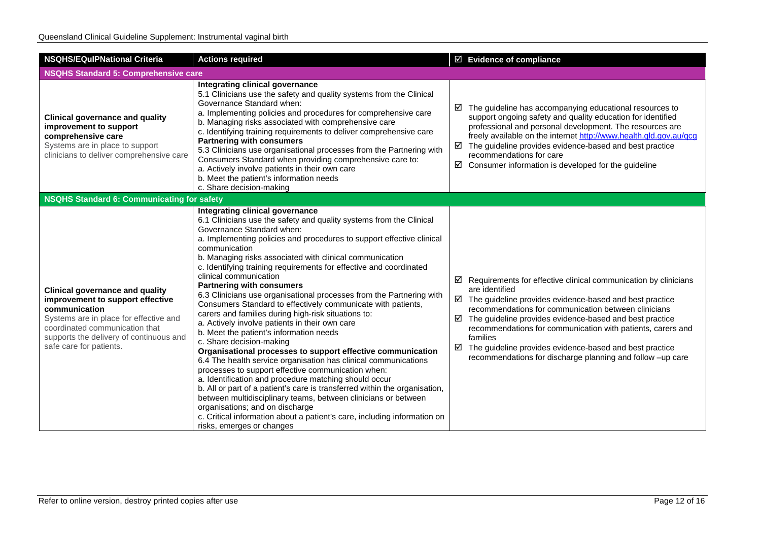| NSQHS/EQuIPNational Criteria | Actions required | ☑ Evidence of compliance |
|---|---|---|
| **NSQHS Standard 5: Comprehensive care** | | |
| **Clinical governance and quality improvement to support comprehensive care**<br>Systems are in place to support clinicians to deliver comprehensive care | **Integrating clinical governance**<br>5.1 Clinicians use the safety and quality systems from the Clinical Governance Standard when:<br>a. Implementing policies and procedures for comprehensive care<br>b. Managing risks associated with comprehensive care<br>c. Identifying training requirements to deliver comprehensive care<br>**Partnering with consumers**<br>5.3 Clinicians use organisational processes from the Partnering with Consumers Standard when providing comprehensive care to:<br>a. Actively involve patients in their own care<br>b. Meet the patient's information needs<br>c. Share decision-making | ☑ The guideline has accompanying educational resources to support ongoing safety and quality education for identified professional and personal development. The resources are freely available on the internet [http://www.health.qld.gov.au/qcg](http://www.health.qld.gov.au/qcg)<br>☑ The guideline provides evidence-based and best practice recommendations for care<br>☑ Consumer information is developed for the guideline |
| **NSQHS Standard 6: Communicating for safety** | | |
| **Clinical governance and quality improvement to support effective communication**<br>Systems are in place for effective and coordinated communication that supports the delivery of continuous and safe care for patients. | **Integrating clinical governance**<br>6.1 Clinicians use the safety and quality systems from the Clinical Governance Standard when:<br>a. Implementing policies and procedures to support effective clinical communication<br>b. Managing risks associated with clinical communication<br>c. Identifying training requirements for effective and coordinated clinical communication<br>**Partnering with consumers**<br>6.3 Clinicians use organisational processes from the Partnering with Consumers Standard to effectively communicate with patients, carers and families during high-risk situations to:<br>a. Actively involve patients in their own care<br>b. Meet the patient's information needs<br>c. Share decision-making<br>**Organisational processes to support effective communication**<br>6.4 The health service organisation has clinical communications processes to support effective communication when:<br>a. Identification and procedure matching should occur<br>b. All or part of a patient's care is transferred within the organisation, between multidisciplinary teams, between clinicians or between organisations; and on discharge<br>c. Critical information about a patient's care, including information on risks, emerges or changes | ☑ Requirements for effective clinical communication by clinicians are identified<br>☑ The guideline provides evidence-based and best practice recommendations for communication between clinicians<br>☑ The guideline provides evidence-based and best practice recommendations for communication with patients, carers and families<br>☑ The guideline provides evidence-based and best practice recommendations for discharge planning and follow –up care |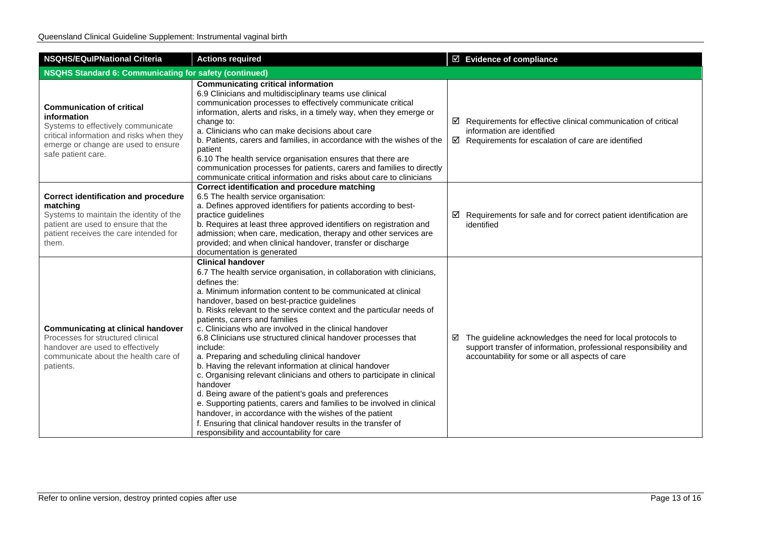| NSQHS/EQuIPNational Criteria | Actions required | ☑ Evidence of compliance |
|---|---|---|
| **NSQHS Standard 6: Communicating for safety (continued)** | | |
| **Communication of critical information**<br>Systems to effectively communicate critical information and risks when they emerge or change are used to ensure safe patient care. | **Communicating critical information**<br>6.9 Clinicians and multidisciplinary teams use clinical communication processes to effectively communicate critical information, alerts and risks, in a timely way, when they emerge or change to:<br>a. Clinicians who can make decisions about care<br>b. Patients, carers and families, in accordance with the wishes of the patient<br>6.10 The health service organisation ensures that there are communication processes for patients, carers and families to directly communicate critical information and risks about care to clinicians | ☑ Requirements for effective clinical communication of critical information are identified<br>☑ Requirements for escalation of care are identified |
| **Correct identification and procedure matching**<br>Systems to maintain the identity of the patient are used to ensure that the patient receives the care intended for them. | **Correct identification and procedure matching**<br>6.5 The health service organisation:<br>a. Defines approved identifiers for patients according to best-practice guidelines<br>b. Requires at least three approved identifiers on registration and admission; when care, medication, therapy and other services are provided; and when clinical handover, transfer or discharge documentation is generated | ☑ Requirements for safe and for correct patient identification are identified |
| **Communicating at clinical handover**<br>Processes for structured clinical handover are used to effectively communicate about the health care of patients. | **Clinical handover**<br>6.7 The health service organisation, in collaboration with clinicians, defines the:<br>a. Minimum information content to be communicated at clinical handover, based on best-practice guidelines<br>b. Risks relevant to the service context and the particular needs of patients, carers and families<br>c. Clinicians who are involved in the clinical handover<br>6.8 Clinicians use structured clinical handover processes that include:<br>a. Preparing and scheduling clinical handover<br>b. Having the relevant information at clinical handover<br>c. Organising relevant clinicians and others to participate in clinical handover<br>d. Being aware of the patient's goals and preferences<br>e. Supporting patients, carers and families to be involved in clinical handover, in accordance with the wishes of the patient<br>f. Ensuring that clinical handover results in the transfer of responsibility and accountability for care | ☑ The guideline acknowledges the need for local protocols to support transfer of information, professional responsibility and accountability for some or all aspects of care |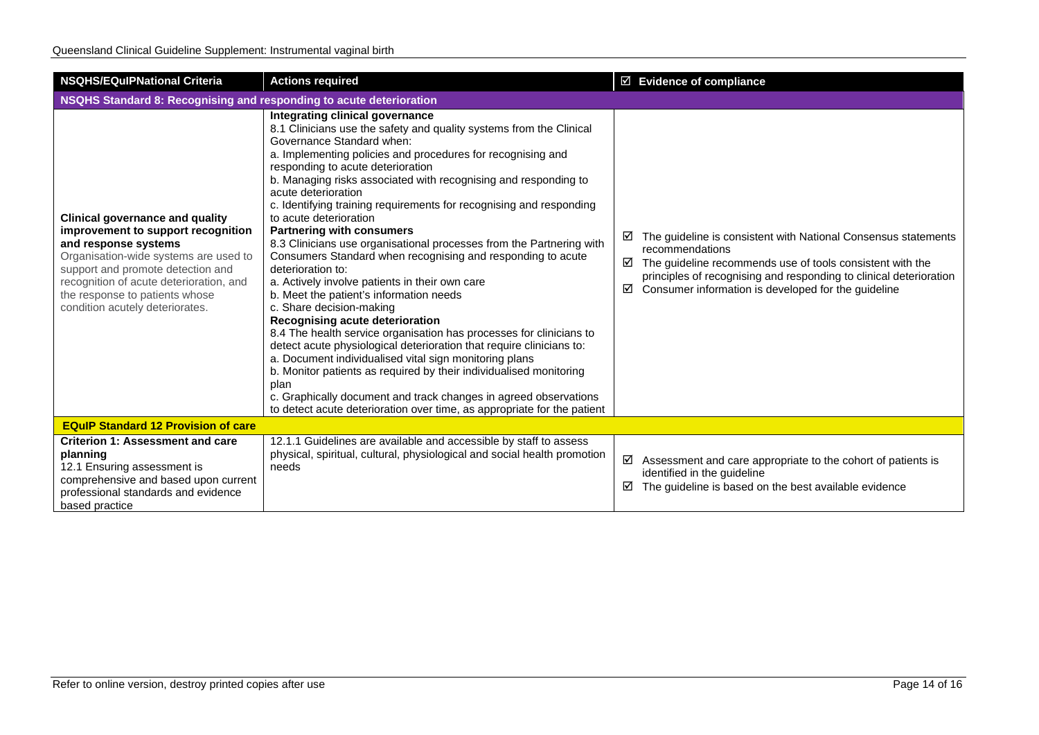| NSQHS/EQuIPNational Criteria | Actions required | ☑ Evidence of compliance |
|---|---|---|
| **NSQHS Standard 8: Recognising and responding to acute deterioration** | | |
| **Clinical governance and quality improvement to support recognition and response systems**<br>Organisation-wide systems are used to support and promote detection and recognition of acute deterioration, and the response to patients whose condition acutely deteriorates. | **Integrating clinical governance**<br>8.1 Clinicians use the safety and quality systems from the Clinical Governance Standard when:<br>a. Implementing policies and procedures for recognising and responding to acute deterioration<br>b. Managing risks associated with recognising and responding to acute deterioration<br>c. Identifying training requirements for recognising and responding to acute deterioration<br>**Partnering with consumers**<br>8.3 Clinicians use organisational processes from the Partnering with Consumers Standard when recognising and responding to acute deterioration to:<br>a. Actively involve patients in their own care<br>b. Meet the patient's information needs<br>c. Share decision-making<br>**Recognising acute deterioration**<br>8.4 The health service organisation has processes for clinicians to detect acute physiological deterioration that require clinicians to:<br>a. Document individualised vital sign monitoring plans<br>b. Monitor patients as required by their individualised monitoring plan<br>c. Graphically document and track changes in agreed observations to detect acute deterioration over time, as appropriate for the patient | ☑ The guideline is consistent with National Consensus statements recommendations<br>☑ The guideline recommends use of tools consistent with the principles of recognising and responding to clinical deterioration<br>☑ Consumer information is developed for the guideline |
| **EQuIP Standard 12 Provision of care** | | |
| **Criterion 1: Assessment and care planning**<br>12.1 Ensuring assessment is comprehensive and based upon current professional standards and evidence based practice | 12.1.1 Guidelines are available and accessible by staff to assess physical, spiritual, cultural, physiological and social health promotion needs | ☑ Assessment and care appropriate to the cohort of patients is identified in the guideline<br>☑ The guideline is based on the best available evidence |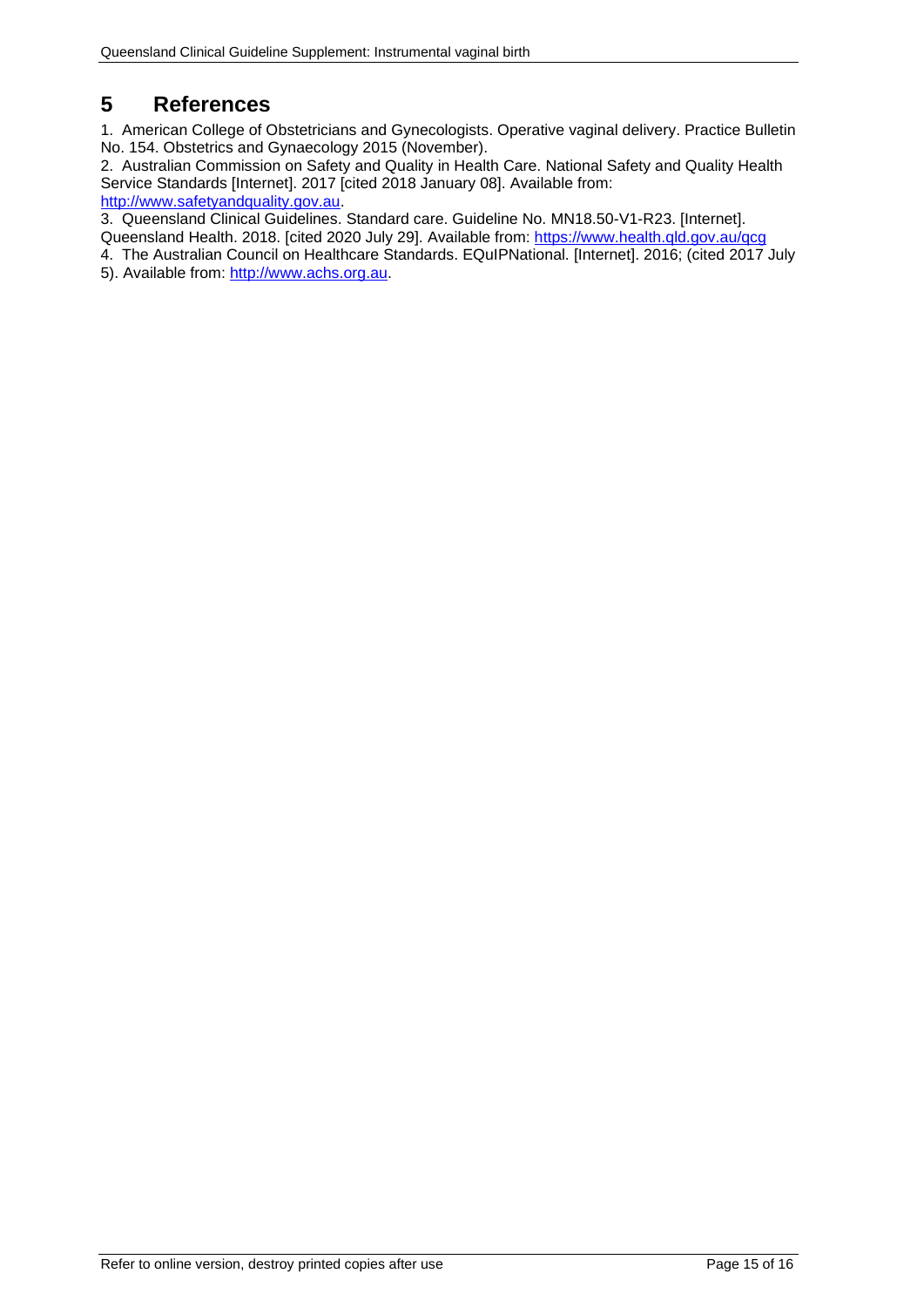# 5 References

1. American College of Obstetricians and Gynecologists. Operative vaginal delivery. Practice Bulletin No. 154. Obstetrics and Gynaecology 2015 (November).
2. Australian Commission on Safety and Quality in Health Care. National Safety and Quality Health Service Standards [Internet]. 2017 [cited 2018 January 08]. Available from: http://www.safetyandquality.gov.au.
3. Queensland Clinical Guidelines. Standard care. Guideline No. MN18.50-V1-R23. [Internet]. Queensland Health. 2018. [cited 2020 July 29]. Available from: https://www.health.qld.gov.au/qcg
4. The Australian Council on Healthcare Standards. EQuIPNational. [Internet]. 2016; (cited 2017 July 5). Available from: http://www.achs.org.au.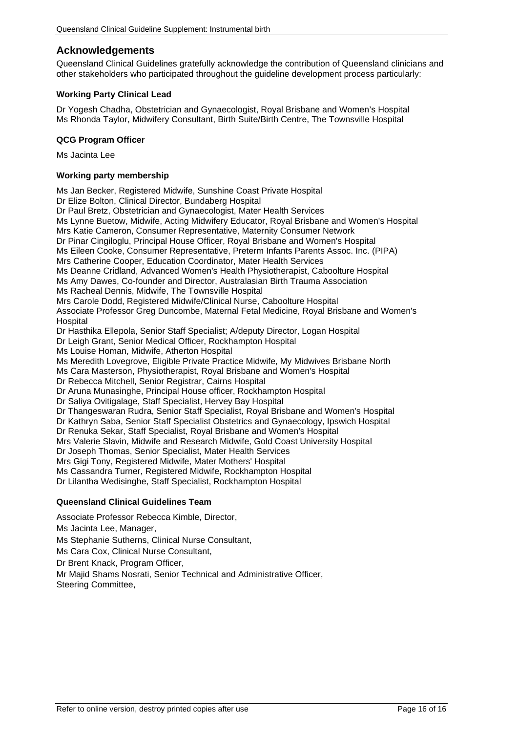## Acknowledgements

Queensland Clinical Guidelines gratefully acknowledge the contribution of Queensland clinicians and other stakeholders who participated throughout the guideline development process particularly:

### Working Party Clinical Lead

Dr Yogesh Chadha, Obstetrician and Gynaecologist, Royal Brisbane and Women's Hospital
Ms Rhonda Taylor, Midwifery Consultant, Birth Suite/Birth Centre, The Townsville Hospital

### QCG Program Officer

Ms Jacinta Lee

### Working party membership

Ms Jan Becker, Registered Midwife, Sunshine Coast Private Hospital
Dr Elize Bolton, Clinical Director, Bundaberg Hospital
Dr Paul Bretz, Obstetrician and Gynaecologist, Mater Health Services
Ms Lynne Buetow, Midwife, Acting Midwifery Educator, Royal Brisbane and Women's Hospital
Mrs Katie Cameron, Consumer Representative, Maternity Consumer Network
Dr Pinar Cingiloglu, Principal House Officer, Royal Brisbane and Women's Hospital
Ms Eileen Cooke, Consumer Representative, Preterm Infants Parents Assoc. Inc. (PIPA)
Mrs Catherine Cooper, Education Coordinator, Mater Health Services
Ms Deanne Cridland, Advanced Women's Health Physiotherapist, Caboolture Hospital
Ms Amy Dawes, Co-founder and Director, Australasian Birth Trauma Association
Ms Racheal Dennis, Midwife, The Townsville Hospital
Mrs Carole Dodd, Registered Midwife/Clinical Nurse, Caboolture Hospital
Associate Professor Greg Duncombe, Maternal Fetal Medicine, Royal Brisbane and Women's Hospital
Dr Hasthika Ellepola, Senior Staff Specialist; A/deputy Director, Logan Hospital
Dr Leigh Grant, Senior Medical Officer, Rockhampton Hospital
Ms Louise Homan, Midwife, Atherton Hospital
Ms Meredith Lovegrove, Eligible Private Practice Midwife, My Midwives Brisbane North
Ms Cara Masterson, Physiotherapist, Royal Brisbane and Women's Hospital
Dr Rebecca Mitchell, Senior Registrar, Cairns Hospital
Dr Aruna Munasinghe, Principal House officer, Rockhampton Hospital
Dr Saliya Ovitigalage, Staff Specialist, Hervey Bay Hospital
Dr Thangeswaran Rudra, Senior Staff Specialist, Royal Brisbane and Women's Hospital
Dr Kathryn Saba, Senior Staff Specialist Obstetrics and Gynaecology, Ipswich Hospital
Dr Renuka Sekar, Staff Specialist, Royal Brisbane and Women's Hospital
Mrs Valerie Slavin, Midwife and Research Midwife, Gold Coast University Hospital
Dr Joseph Thomas, Senior Specialist, Mater Health Services
Mrs Gigi Tony, Registered Midwife, Mater Mothers' Hospital
Ms Cassandra Turner, Registered Midwife, Rockhampton Hospital
Dr Lilantha Wedisinghe, Staff Specialist, Rockhampton Hospital

### Queensland Clinical Guidelines Team

Associate Professor Rebecca Kimble, Director,
Ms Jacinta Lee, Manager,
Ms Stephanie Sutherns, Clinical Nurse Consultant,
Ms Cara Cox, Clinical Nurse Consultant,
Dr Brent Knack, Program Officer,
Mr Majid Shams Nosrati, Senior Technical and Administrative Officer,
Steering Committee,